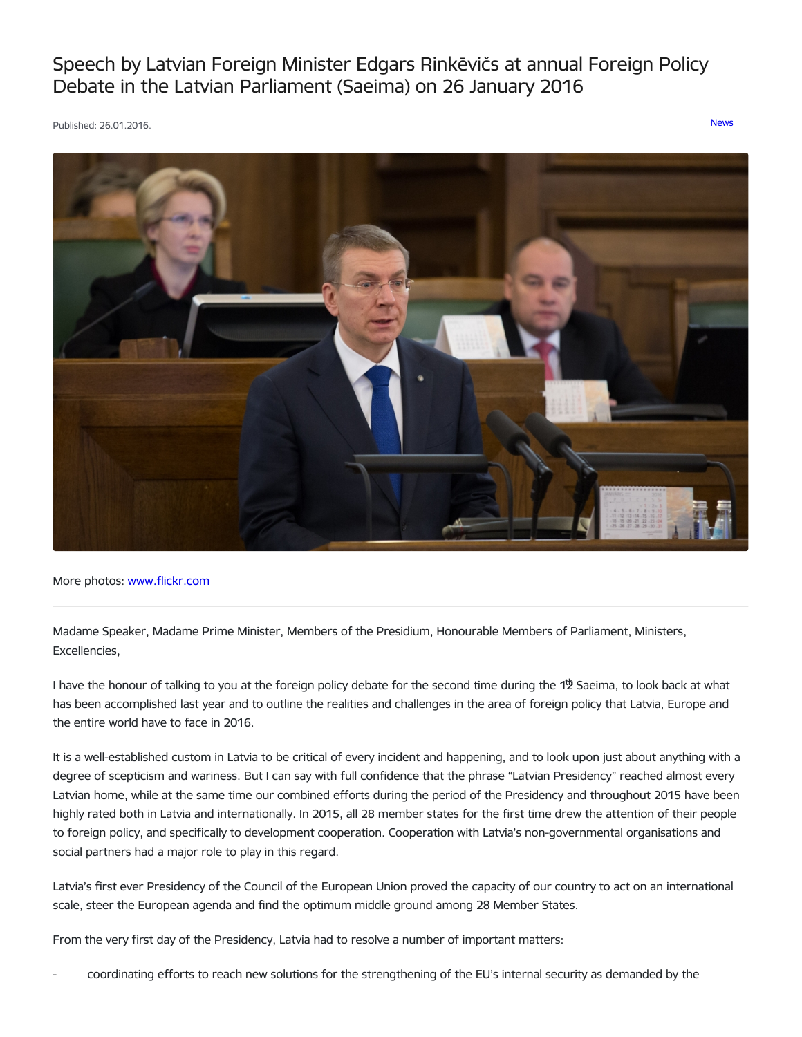# Speech by Latvian Foreign Minister Edgars Rinkēvičs at annual Foreign Policy Debate in the Latvian Parliament (Saeima) on 26 January 2016

Published: 26.01.2016.

News

More photos: www.flickr.com

Madame Speaker, Madame Prime Minister, Members of the Presidium, Honourable Members of Parliament, Ministers, Excellencies,

I have the honour of talking to you at the foreign policy debate for the second time during the 12th Saeima, to look back at what has been accomplished last year and to outline the realities and challenges in the area of foreign policy that Latvia, Europe and the entire world have to face in 2016.

It is a well-established custom in Latvia to be critical of every incident and happening, and to look upon just about anything with a degree of scepticism and wariness. But I can say with full confidence that the phrase "Latvian Presidency" reached almost every Latvian home, while at the same time our combined efforts during the period of the Presidency and throughout 2015 have been highly rated both in Latvia and internationally. In 2015, all 28 member states for the first time drew the attention of their people to foreign policy, and specifically to development cooperation. Cooperation with Latvia's non-governmental organisations and social partners had a major role to play in this regard.

Latvia's first ever Presidency of the Council of the European Union proved the capacity of our country to act on an international scale, steer the European agenda and find the optimum middle ground among 28 Member States.

From the very first day of the Presidency, Latvia had to resolve a number of important matters:

- coordinating efforts to reach new solutions for the strengthening of the EU's internal security as demanded by the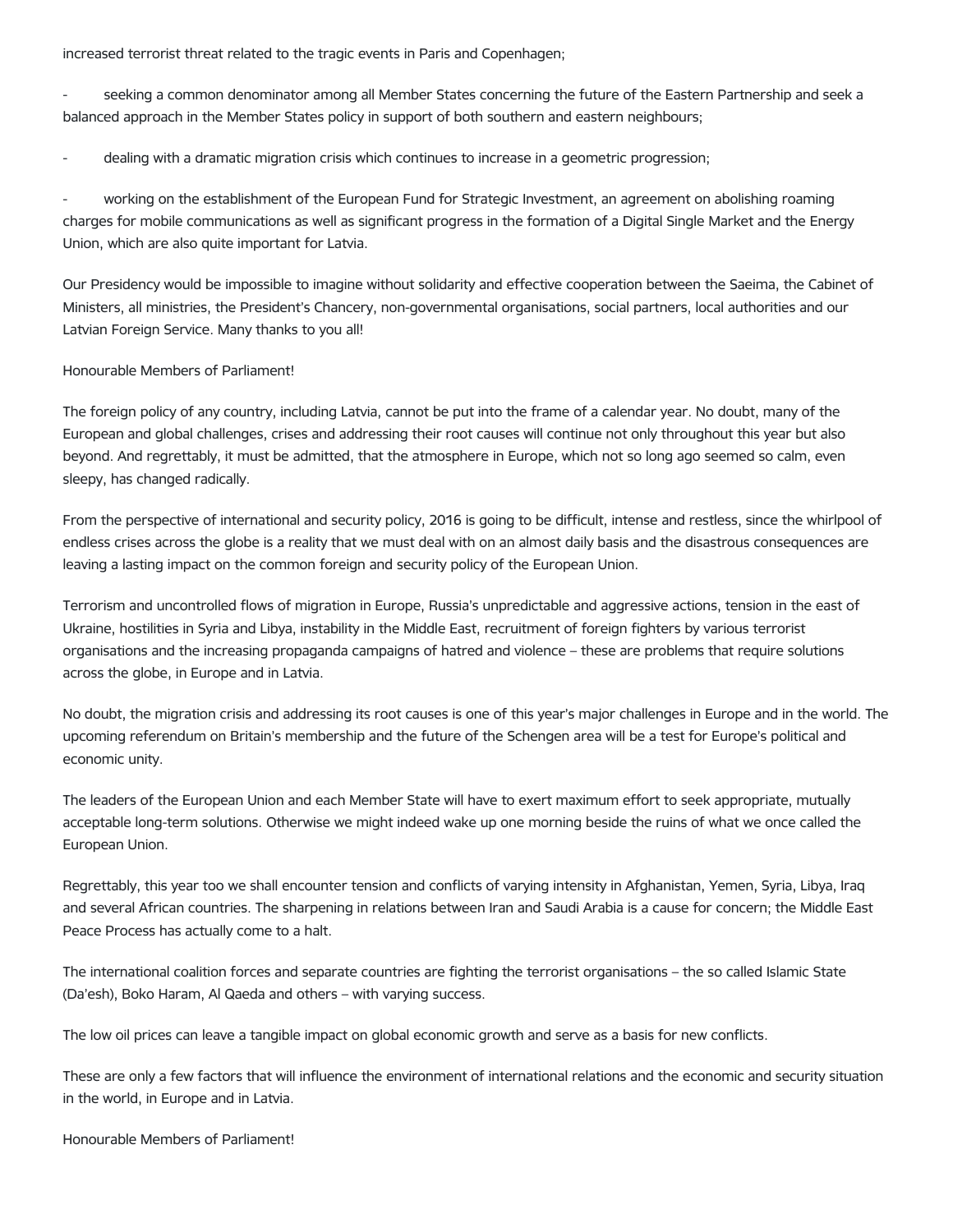increased terrorist threat related to the tragic events in Paris and Copenhagen;

- seeking a common denominator among all Member States concerning the future of the Eastern Partnership and seek a balanced approach in the Member States policy in support of both southern and eastern neighbours;

- dealing with a dramatic migration crisis which continues to increase in a geometric progression;

- working on the establishment of the European Fund for Strategic Investment, an agreement on abolishing roaming charges for mobile communications as well as significant progress in the formation of a Digital Single Market and the Energy Union, which are also quite important for Latvia.

Our Presidency would be impossible to imagine without solidarity and effective cooperation between the Saeima, the Cabinet of Ministers, all ministries, the President's Chancery, non-governmental organisations, social partners, local authorities and our Latvian Foreign Service. Many thanks to you all!

Honourable Members of Parliament!

The foreign policy of any country, including Latvia, cannot be put into the frame of a calendar year. No doubt, many of the European and global challenges, crises and addressing their root causes will continue not only throughout this year but also beyond. And regrettably, it must be admitted, that the atmosphere in Europe, which not so long ago seemed so calm, even sleepy, has changed radically.

From the perspective of international and security policy, 2016 is going to be difficult, intense and restless, since the whirlpool of endless crises across the globe is a reality that we must deal with on an almost daily basis and the disastrous consequences are leaving a lasting impact on the common foreign and security policy of the European Union.

Terrorism and uncontrolled flows of migration in Europe, Russia's unpredictable and aggressive actions, tension in the east of Ukraine, hostilities in Syria and Libya, instability in the Middle East, recruitment of foreign fighters by various terrorist organisations and the increasing propaganda campaigns of hatred and violence – these are problems that require solutions across the globe, in Europe and in Latvia.

No doubt, the migration crisis and addressing its root causes is one of this year's major challenges in Europe and in the world. The upcoming referendum on Britain's membership and the future of the Schengen area will be a test for Europe's political and economic unity.

The leaders of the European Union and each Member State will have to exert maximum effort to seek appropriate, mutually acceptable long-term solutions. Otherwise we might indeed wake up one morning beside the ruins of what we once called the European Union.

Regrettably, this year too we shall encounter tension and conflicts of varying intensity in Afghanistan, Yemen, Syria, Libya, Iraq and several African countries. The sharpening in relations between Iran and Saudi Arabia is a cause for concern; the Middle East Peace Process has actually come to a halt.

The international coalition forces and separate countries are fighting the terrorist organisations – the so called Islamic State (Da'esh), Boko Haram, Al Qaeda and others – with varying success.

The low oil prices can leave a tangible impact on global economic growth and serve as a basis for new conflicts.

These are only a few factors that will influence the environment of international relations and the economic and security situation in the world, in Europe and in Latvia.

Honourable Members of Parliament!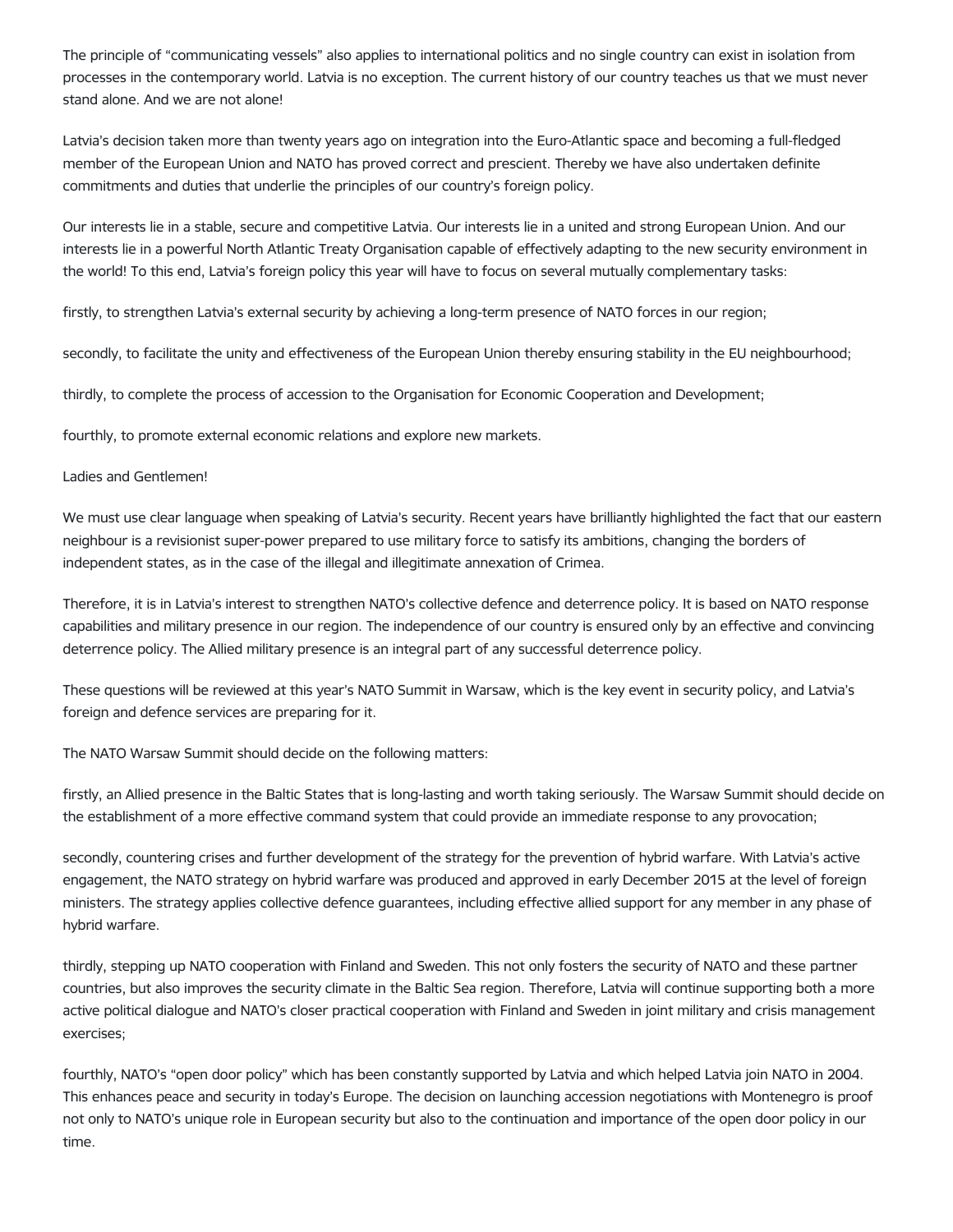The principle of "communicating vessels" also applies to international politics and no single country can exist in isolation from processes in the contemporary world. Latvia is no exception. The current history of our country teaches us that we must never stand alone. And we are not alone!

Latvia's decision taken more than twenty years ago on integration into the Euro-Atlantic space and becoming a full-fledged member of the European Union and NATO has proved correct and prescient. Thereby we have also undertaken definite commitments and duties that underlie the principles of our country's foreign policy.

Our interests lie in a stable, secure and competitive Latvia. Our interests lie in a united and strong European Union. And our interests lie in a powerful North Atlantic Treaty Organisation capable of effectively adapting to the new security environment in the world! To this end, Latvia's foreign policy this year will have to focus on several mutually complementary tasks:

firstly, to strengthen Latvia's external security by achieving a long-term presence of NATO forces in our region;

secondly, to facilitate the unity and effectiveness of the European Union thereby ensuring stability in the EU neighbourhood;

thirdly, to complete the process of accession to the Organisation for Economic Cooperation and Development;

fourthly, to promote external economic relations and explore new markets.

Ladies and Gentlemen!

We must use clear language when speaking of Latvia's security. Recent years have brilliantly highlighted the fact that our eastern neighbour is a revisionist super-power prepared to use military force to satisfy its ambitions, changing the borders of independent states, as in the case of the illegal and illegitimate annexation of Crimea.

Therefore, it is in Latvia's interest to strengthen NATO's collective defence and deterrence policy. It is based on NATO response capabilities and military presence in our region. The independence of our country is ensured only by an effective and convincing deterrence policy. The Allied military presence is an integral part of any successful deterrence policy.

These questions will be reviewed at this year's NATO Summit in Warsaw, which is the key event in security policy, and Latvia's foreign and defence services are preparing for it.

The NATO Warsaw Summit should decide on the following matters:

firstly, an Allied presence in the Baltic States that is long-lasting and worth taking seriously. The Warsaw Summit should decide on the establishment of a more effective command system that could provide an immediate response to any provocation;

secondly, countering crises and further development of the strategy for the prevention of hybrid warfare. With Latvia's active engagement, the NATO strategy on hybrid warfare was produced and approved in early December 2015 at the level of foreign ministers. The strategy applies collective defence guarantees, including effective allied support for any member in any phase of hybrid warfare.

thirdly, stepping up NATO cooperation with Finland and Sweden. This not only fosters the security of NATO and these partner countries, but also improves the security climate in the Baltic Sea region. Therefore, Latvia will continue supporting both a more active political dialogue and NATO's closer practical cooperation with Finland and Sweden in joint military and crisis management exercises;

fourthly, NATO's "open door policy" which has been constantly supported by Latvia and which helped Latvia join NATO in 2004. This enhances peace and security in today's Europe. The decision on launching accession negotiations with Montenegro is proof not only to NATO's unique role in European security but also to the continuation and importance of the open door policy in our time.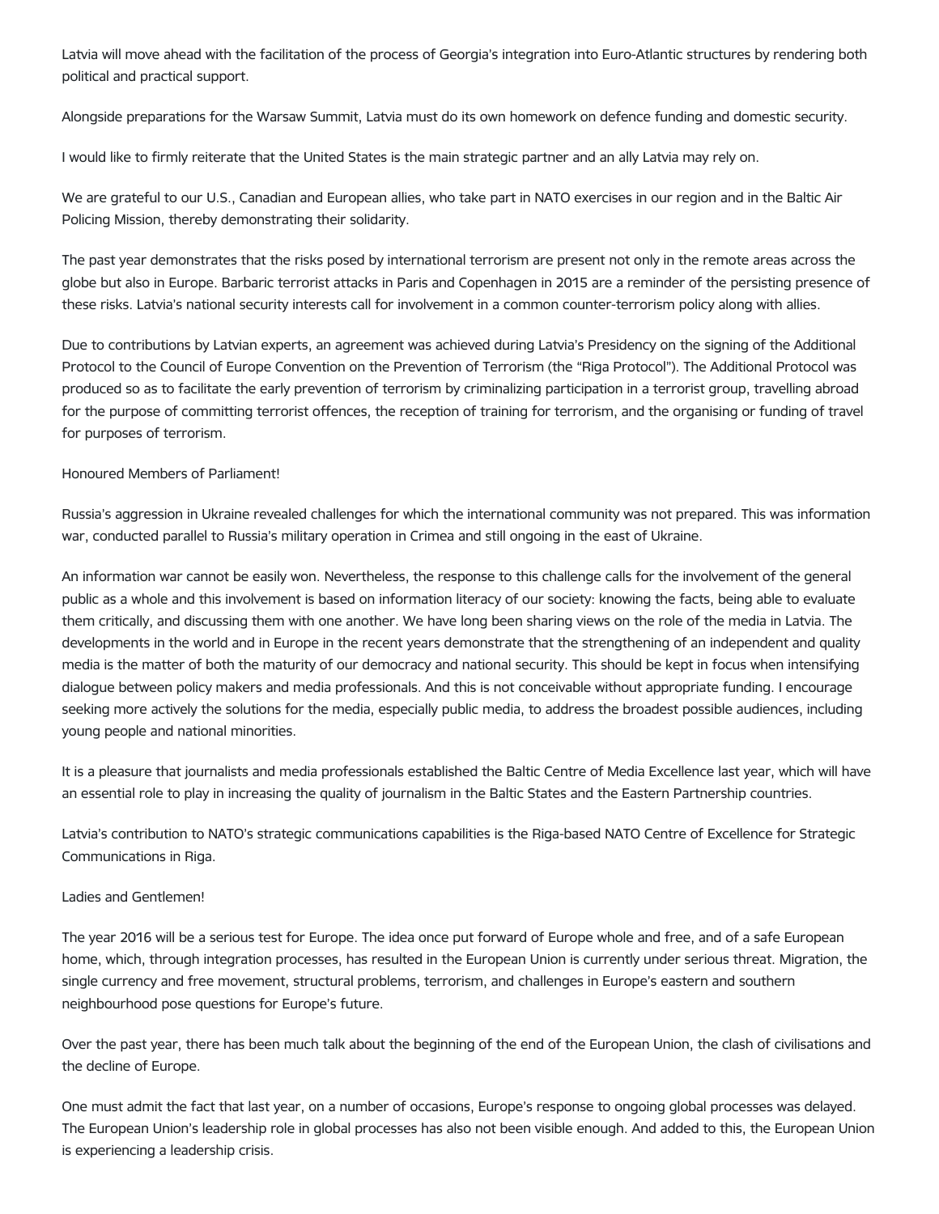Latvia will move ahead with the facilitation of the process of Georgia's integration into Euro-Atlantic structures by rendering both political and practical support.

Alongside preparations for the Warsaw Summit, Latvia must do its own homework on defence funding and domestic security.

I would like to firmly reiterate that the United States is the main strategic partner and an ally Latvia may rely on.

We are grateful to our U.S., Canadian and European allies, who take part in NATO exercises in our region and in the Baltic Air Policing Mission, thereby demonstrating their solidarity.

The past year demonstrates that the risks posed by international terrorism are present not only in the remote areas across the globe but also in Europe. Barbaric terrorist attacks in Paris and Copenhagen in 2015 are a reminder of the persisting presence of these risks. Latvia's national security interests call for involvement in a common counter-terrorism policy along with allies.

Due to contributions by Latvian experts, an agreement was achieved during Latvia's Presidency on the signing of the Additional Protocol to the Council of Europe Convention on the Prevention of Terrorism (the "Riga Protocol"). The Additional Protocol was produced so as to facilitate the early prevention of terrorism by criminalizing participation in a terrorist group, travelling abroad for the purpose of committing terrorist offences, the reception of training for terrorism, and the organising or funding of travel for purposes of terrorism.

Honoured Members of Parliament!

Russia's aggression in Ukraine revealed challenges for which the international community was not prepared. This was information war, conducted parallel to Russia's military operation in Crimea and still ongoing in the east of Ukraine.

An information war cannot be easily won. Nevertheless, the response to this challenge calls for the involvement of the general public as a whole and this involvement is based on information literacy of our society: knowing the facts, being able to evaluate them critically, and discussing them with one another. We have long been sharing views on the role of the media in Latvia. The developments in the world and in Europe in the recent years demonstrate that the strengthening of an independent and quality media is the matter of both the maturity of our democracy and national security. This should be kept in focus when intensifying dialogue between policy makers and media professionals. And this is not conceivable without appropriate funding. I encourage seeking more actively the solutions for the media, especially public media, to address the broadest possible audiences, including young people and national minorities.

It is a pleasure that journalists and media professionals established the Baltic Centre of Media Excellence last year, which will have an essential role to play in increasing the quality of journalism in the Baltic States and the Eastern Partnership countries.

Latvia's contribution to NATO's strategic communications capabilities is the Riga-based NATO Centre of Excellence for Strategic Communications in Riga.

Ladies and Gentlemen!

The year 2016 will be a serious test for Europe. The idea once put forward of Europe whole and free, and of a safe European home, which, through integration processes, has resulted in the European Union is currently under serious threat. Migration, the single currency and free movement, structural problems, terrorism, and challenges in Europe's eastern and southern neighbourhood pose questions for Europe's future.

Over the past year, there has been much talk about the beginning of the end of the European Union, the clash of civilisations and the decline of Europe.

One must admit the fact that last year, on a number of occasions, Europe's response to ongoing global processes was delayed. The European Union's leadership role in global processes has also not been visible enough. And added to this, the European Union is experiencing a leadership crisis.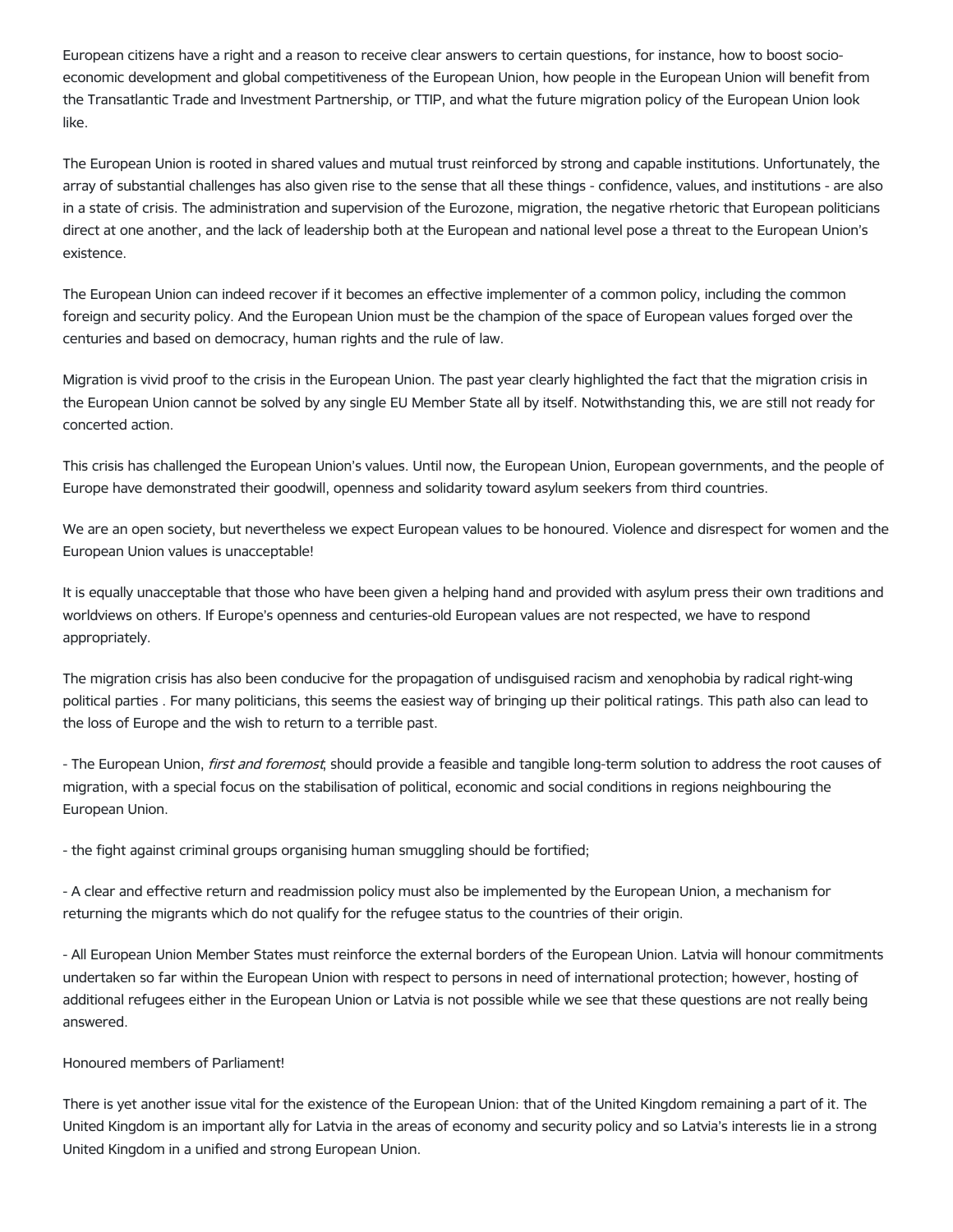European citizens have a right and a reason to receive clear answers to certain questions, for instance, how to boost socio-economic development and global competitiveness of the European Union, how people in the European Union will benefit from the Transatlantic Trade and Investment Partnership, or TTIP, and what the future migration policy of the European Union look like.

The European Union is rooted in shared values and mutual trust reinforced by strong and capable institutions. Unfortunately, the array of substantial challenges has also given rise to the sense that all these things - confidence, values, and institutions - are also in a state of crisis. The administration and supervision of the Eurozone, migration, the negative rhetoric that European politicians direct at one another, and the lack of leadership both at the European and national level pose a threat to the European Union's existence.

The European Union can indeed recover if it becomes an effective implementer of a common policy, including the common foreign and security policy. And the European Union must be the champion of the space of European values forged over the centuries and based on democracy, human rights and the rule of law.

Migration is vivid proof to the crisis in the European Union. The past year clearly highlighted the fact that the migration crisis in the European Union cannot be solved by any single EU Member State all by itself. Notwithstanding this, we are still not ready for concerted action.

This crisis has challenged the European Union's values. Until now, the European Union, European governments, and the people of Europe have demonstrated their goodwill, openness and solidarity toward asylum seekers from third countries.

We are an open society, but nevertheless we expect European values to be honoured. Violence and disrespect for women and the European Union values is unacceptable!

It is equally unacceptable that those who have been given a helping hand and provided with asylum press their own traditions and worldviews on others. If Europe's openness and centuries-old European values are not respected, we have to respond appropriately.

The migration crisis has also been conducive for the propagation of undisguised racism and xenophobia by radical right-wing political parties . For many politicians, this seems the easiest way of bringing up their political ratings. This path also can lead to the loss of Europe and the wish to return to a terrible past.

- The European Union, *first and foremost*, should provide a feasible and tangible long-term solution to address the root causes of migration, with a special focus on the stabilisation of political, economic and social conditions in regions neighbouring the European Union.

- the fight against criminal groups organising human smuggling should be fortified;

- A clear and effective return and readmission policy must also be implemented by the European Union, a mechanism for returning the migrants which do not qualify for the refugee status to the countries of their origin.

- All European Union Member States must reinforce the external borders of the European Union. Latvia will honour commitments undertaken so far within the European Union with respect to persons in need of international protection; however, hosting of additional refugees either in the European Union or Latvia is not possible while we see that these questions are not really being answered.

Honoured members of Parliament!

There is yet another issue vital for the existence of the European Union: that of the United Kingdom remaining a part of it. The United Kingdom is an important ally for Latvia in the areas of economy and security policy and so Latvia's interests lie in a strong United Kingdom in a unified and strong European Union.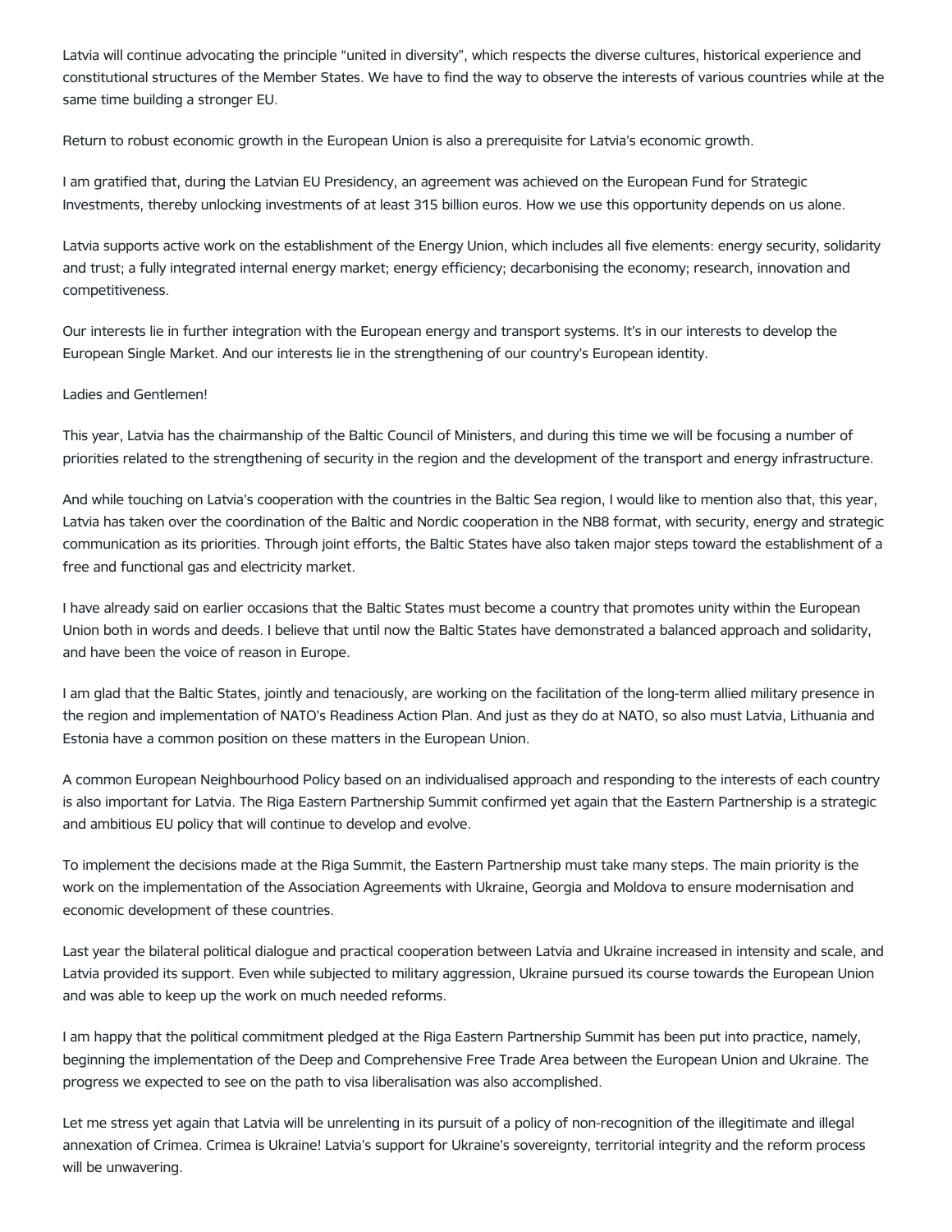Latvia will continue advocating the principle "united in diversity", which respects the diverse cultures, historical experience and constitutional structures of the Member States. We have to find the way to observe the interests of various countries while at the same time building a stronger EU.

Return to robust economic growth in the European Union is also a prerequisite for Latvia's economic growth.

I am gratified that, during the Latvian EU Presidency, an agreement was achieved on the European Fund for Strategic Investments, thereby unlocking investments of at least 315 billion euros. How we use this opportunity depends on us alone.

Latvia supports active work on the establishment of the Energy Union, which includes all five elements: energy security, solidarity and trust; a fully integrated internal energy market; energy efficiency; decarbonising the economy; research, innovation and competitiveness.

Our interests lie in further integration with the European energy and transport systems. It's in our interests to develop the European Single Market. And our interests lie in the strengthening of our country's European identity.

Ladies and Gentlemen!

This year, Latvia has the chairmanship of the Baltic Council of Ministers, and during this time we will be focusing a number of priorities related to the strengthening of security in the region and the development of the transport and energy infrastructure.

And while touching on Latvia's cooperation with the countries in the Baltic Sea region, I would like to mention also that, this year, Latvia has taken over the coordination of the Baltic and Nordic cooperation in the NB8 format, with security, energy and strategic communication as its priorities. Through joint efforts, the Baltic States have also taken major steps toward the establishment of a free and functional gas and electricity market.

I have already said on earlier occasions that the Baltic States must become a country that promotes unity within the European Union both in words and deeds. I believe that until now the Baltic States have demonstrated a balanced approach and solidarity, and have been the voice of reason in Europe.

I am glad that the Baltic States, jointly and tenaciously, are working on the facilitation of the long-term allied military presence in the region and implementation of NATO's Readiness Action Plan. And just as they do at NATO, so also must Latvia, Lithuania and Estonia have a common position on these matters in the European Union.

A common European Neighbourhood Policy based on an individualised approach and responding to the interests of each country is also important for Latvia. The Riga Eastern Partnership Summit confirmed yet again that the Eastern Partnership is a strategic and ambitious EU policy that will continue to develop and evolve.

To implement the decisions made at the Riga Summit, the Eastern Partnership must take many steps. The main priority is the work on the implementation of the Association Agreements with Ukraine, Georgia and Moldova to ensure modernisation and economic development of these countries.

Last year the bilateral political dialogue and practical cooperation between Latvia and Ukraine increased in intensity and scale, and Latvia provided its support. Even while subjected to military aggression, Ukraine pursued its course towards the European Union and was able to keep up the work on much needed reforms.

I am happy that the political commitment pledged at the Riga Eastern Partnership Summit has been put into practice, namely, beginning the implementation of the Deep and Comprehensive Free Trade Area between the European Union and Ukraine. The progress we expected to see on the path to visa liberalisation was also accomplished.

Let me stress yet again that Latvia will be unrelenting in its pursuit of a policy of non-recognition of the illegitimate and illegal annexation of Crimea. Crimea is Ukraine! Latvia's support for Ukraine's sovereignty, territorial integrity and the reform process will be unwavering.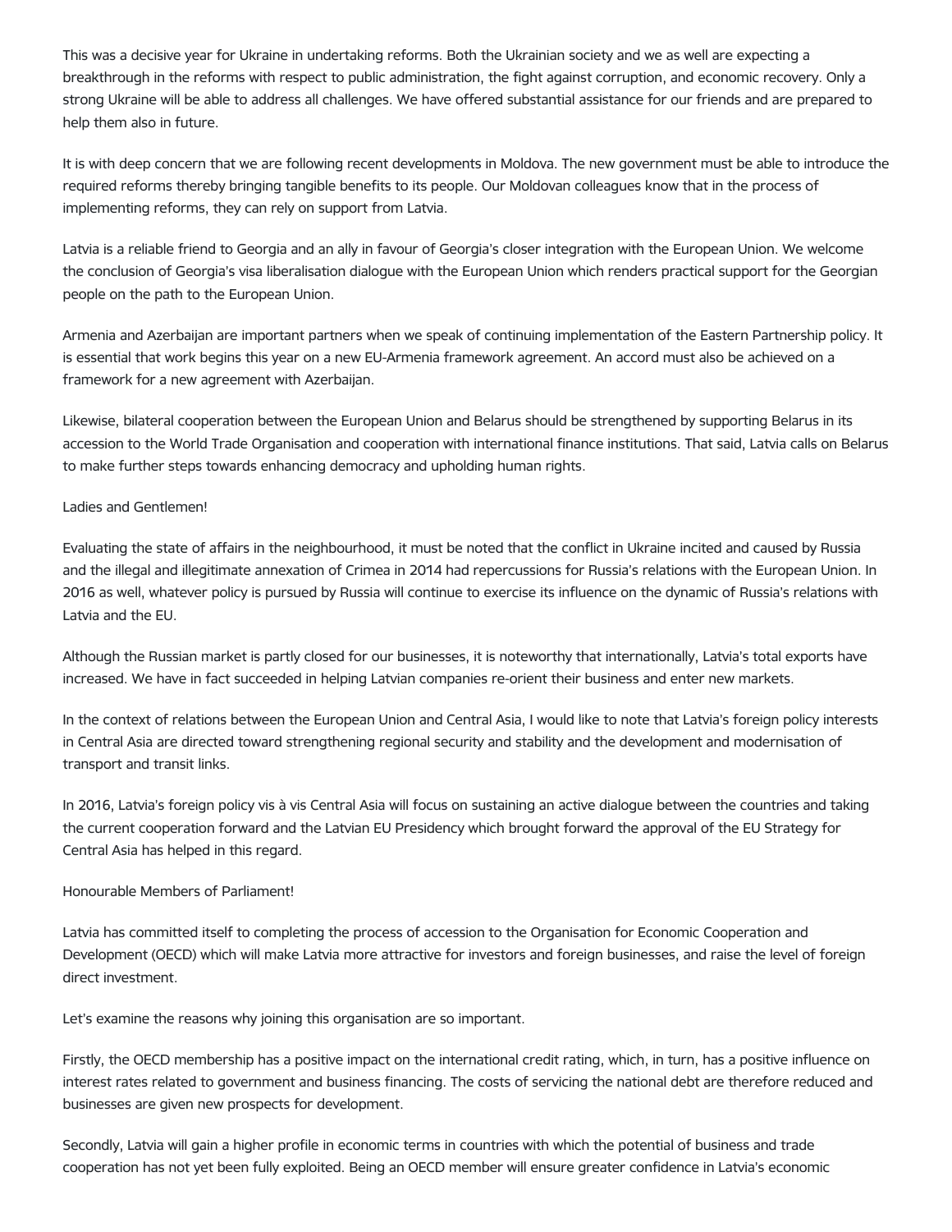This was a decisive year for Ukraine in undertaking reforms. Both the Ukrainian society and we as well are expecting a breakthrough in the reforms with respect to public administration, the fight against corruption, and economic recovery. Only a strong Ukraine will be able to address all challenges. We have offered substantial assistance for our friends and are prepared to help them also in future.

It is with deep concern that we are following recent developments in Moldova. The new government must be able to introduce the required reforms thereby bringing tangible benefits to its people. Our Moldovan colleagues know that in the process of implementing reforms, they can rely on support from Latvia.

Latvia is a reliable friend to Georgia and an ally in favour of Georgia's closer integration with the European Union. We welcome the conclusion of Georgia's visa liberalisation dialogue with the European Union which renders practical support for the Georgian people on the path to the European Union.

Armenia and Azerbaijan are important partners when we speak of continuing implementation of the Eastern Partnership policy. It is essential that work begins this year on a new EU-Armenia framework agreement. An accord must also be achieved on a framework for a new agreement with Azerbaijan.

Likewise, bilateral cooperation between the European Union and Belarus should be strengthened by supporting Belarus in its accession to the World Trade Organisation and cooperation with international finance institutions. That said, Latvia calls on Belarus to make further steps towards enhancing democracy and upholding human rights.

Ladies and Gentlemen!

Evaluating the state of affairs in the neighbourhood, it must be noted that the conflict in Ukraine incited and caused by Russia and the illegal and illegitimate annexation of Crimea in 2014 had repercussions for Russia's relations with the European Union. In 2016 as well, whatever policy is pursued by Russia will continue to exercise its influence on the dynamic of Russia's relations with Latvia and the EU.

Although the Russian market is partly closed for our businesses, it is noteworthy that internationally, Latvia's total exports have increased. We have in fact succeeded in helping Latvian companies re-orient their business and enter new markets.

In the context of relations between the European Union and Central Asia, I would like to note that Latvia's foreign policy interests in Central Asia are directed toward strengthening regional security and stability and the development and modernisation of transport and transit links.

In 2016, Latvia's foreign policy vis à vis Central Asia will focus on sustaining an active dialogue between the countries and taking the current cooperation forward and the Latvian EU Presidency which brought forward the approval of the EU Strategy for Central Asia has helped in this regard.

Honourable Members of Parliament!

Latvia has committed itself to completing the process of accession to the Organisation for Economic Cooperation and Development (OECD) which will make Latvia more attractive for investors and foreign businesses, and raise the level of foreign direct investment.

Let's examine the reasons why joining this organisation are so important.

Firstly, the OECD membership has a positive impact on the international credit rating, which, in turn, has a positive influence on interest rates related to government and business financing. The costs of servicing the national debt are therefore reduced and businesses are given new prospects for development.

Secondly, Latvia will gain a higher profile in economic terms in countries with which the potential of business and trade cooperation has not yet been fully exploited. Being an OECD member will ensure greater confidence in Latvia's economic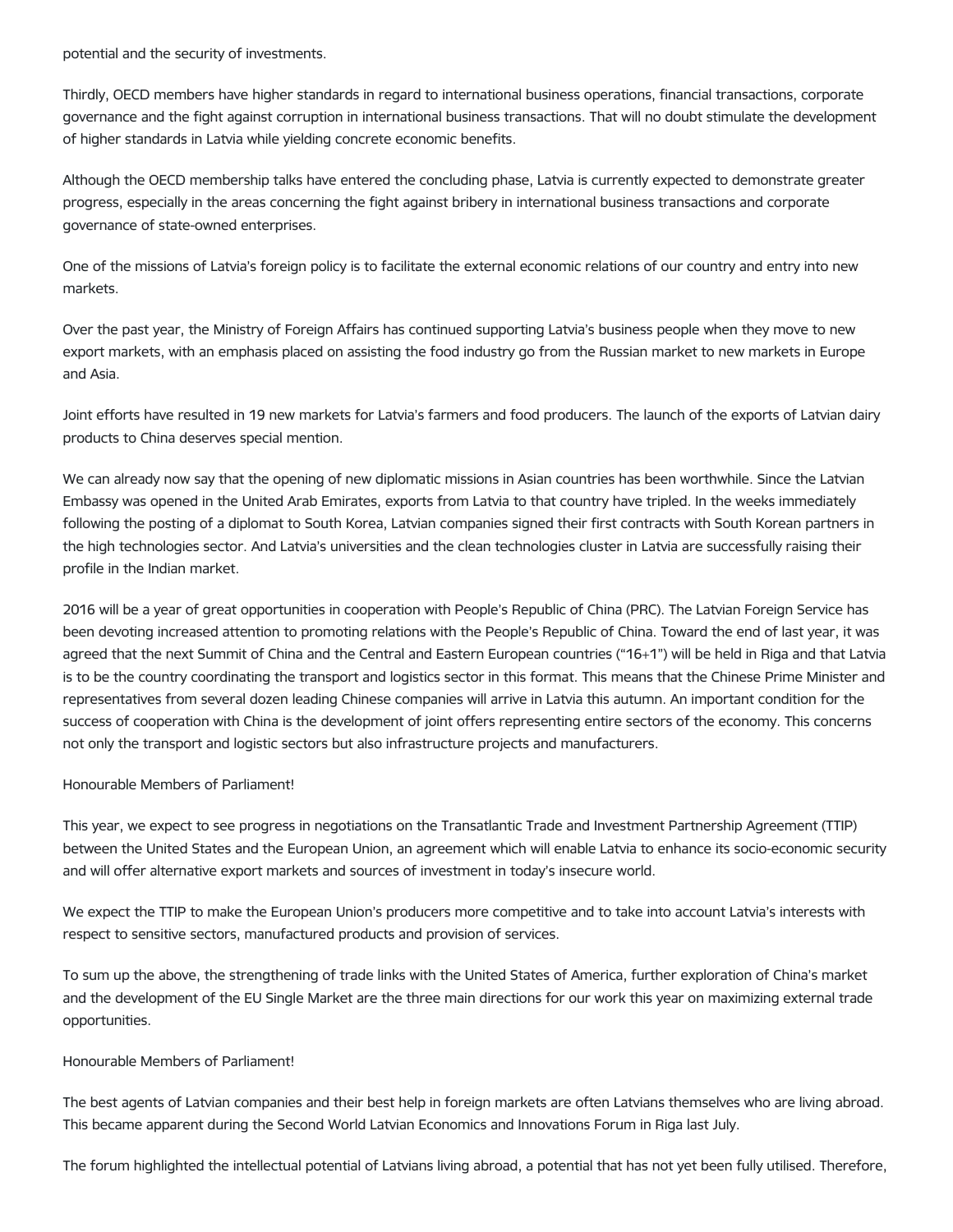potential and the security of investments.

Thirdly, OECD members have higher standards in regard to international business operations, financial transactions, corporate governance and the fight against corruption in international business transactions. That will no doubt stimulate the development of higher standards in Latvia while yielding concrete economic benefits.

Although the OECD membership talks have entered the concluding phase, Latvia is currently expected to demonstrate greater progress, especially in the areas concerning the fight against bribery in international business transactions and corporate governance of state-owned enterprises.

One of the missions of Latvia's foreign policy is to facilitate the external economic relations of our country and entry into new markets.

Over the past year, the Ministry of Foreign Affairs has continued supporting Latvia's business people when they move to new export markets, with an emphasis placed on assisting the food industry go from the Russian market to new markets in Europe and Asia.

Joint efforts have resulted in 19 new markets for Latvia's farmers and food producers. The launch of the exports of Latvian dairy products to China deserves special mention.

We can already now say that the opening of new diplomatic missions in Asian countries has been worthwhile. Since the Latvian Embassy was opened in the United Arab Emirates, exports from Latvia to that country have tripled. In the weeks immediately following the posting of a diplomat to South Korea, Latvian companies signed their first contracts with South Korean partners in the high technologies sector. And Latvia's universities and the clean technologies cluster in Latvia are successfully raising their profile in the Indian market.

2016 will be a year of great opportunities in cooperation with People's Republic of China (PRC). The Latvian Foreign Service has been devoting increased attention to promoting relations with the People's Republic of China. Toward the end of last year, it was agreed that the next Summit of China and the Central and Eastern European countries ("16+1") will be held in Riga and that Latvia is to be the country coordinating the transport and logistics sector in this format. This means that the Chinese Prime Minister and representatives from several dozen leading Chinese companies will arrive in Latvia this autumn. An important condition for the success of cooperation with China is the development of joint offers representing entire sectors of the economy. This concerns not only the transport and logistic sectors but also infrastructure projects and manufacturers.

Honourable Members of Parliament!

This year, we expect to see progress in negotiations on the Transatlantic Trade and Investment Partnership Agreement (TTIP) between the United States and the European Union, an agreement which will enable Latvia to enhance its socio-economic security and will offer alternative export markets and sources of investment in today's insecure world.

We expect the TTIP to make the European Union's producers more competitive and to take into account Latvia's interests with respect to sensitive sectors, manufactured products and provision of services.

To sum up the above, the strengthening of trade links with the United States of America, further exploration of China's market and the development of the EU Single Market are the three main directions for our work this year on maximizing external trade opportunities.

Honourable Members of Parliament!

The best agents of Latvian companies and their best help in foreign markets are often Latvians themselves who are living abroad. This became apparent during the Second World Latvian Economics and Innovations Forum in Riga last July.

The forum highlighted the intellectual potential of Latvians living abroad, a potential that has not yet been fully utilised. Therefore,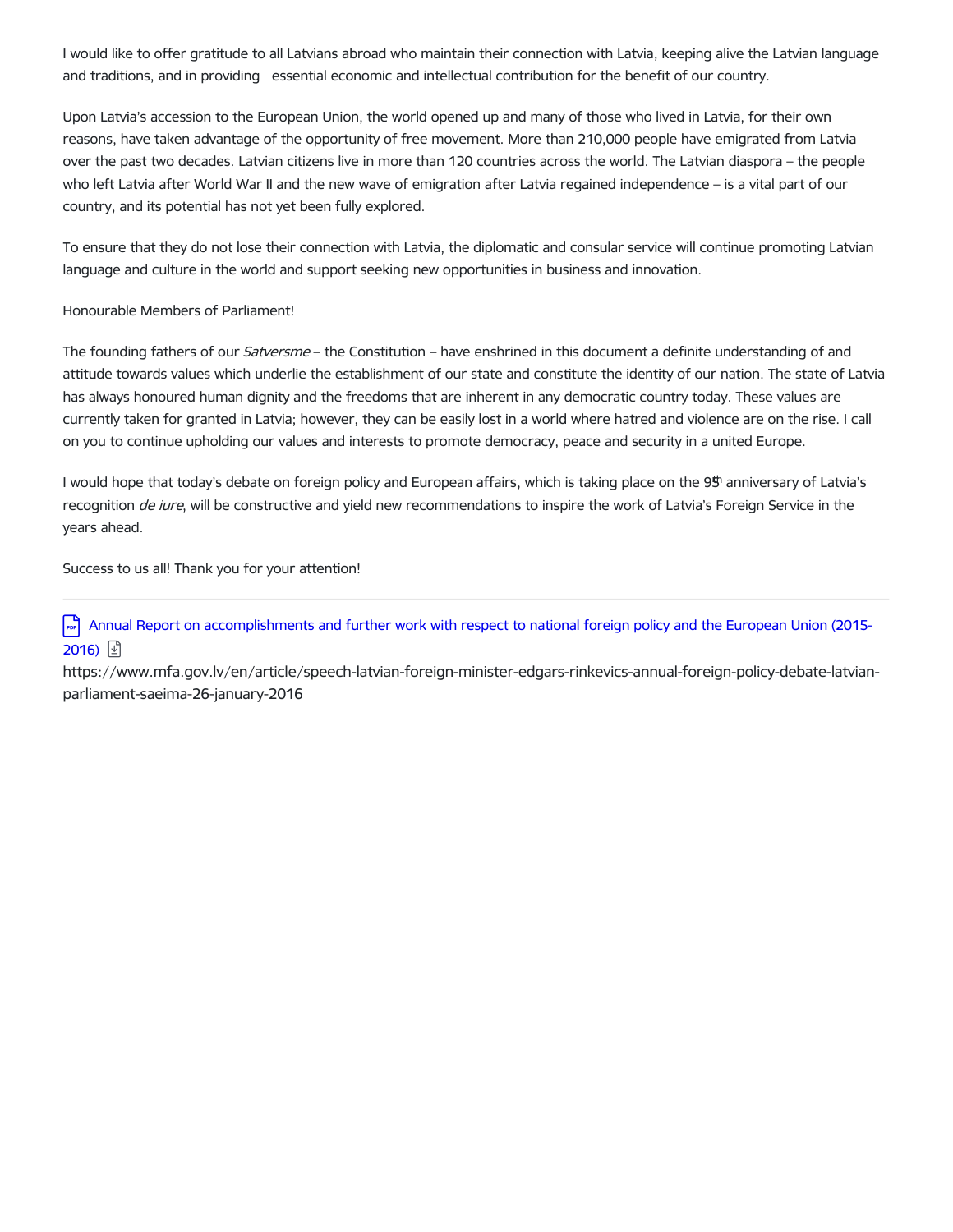I would like to offer gratitude to all Latvians abroad who maintain their connection with Latvia, keeping alive the Latvian language and traditions, and in providing essential economic and intellectual contribution for the benefit of our country.

Upon Latvia's accession to the European Union, the world opened up and many of those who lived in Latvia, for their own reasons, have taken advantage of the opportunity of free movement. More than 210,000 people have emigrated from Latvia over the past two decades. Latvian citizens live in more than 120 countries across the world. The Latvian diaspora – the people who left Latvia after World War II and the new wave of emigration after Latvia regained independence – is a vital part of our country, and its potential has not yet been fully explored.

To ensure that they do not lose their connection with Latvia, the diplomatic and consular service will continue promoting Latvian language and culture in the world and support seeking new opportunities in business and innovation.

Honourable Members of Parliament!

The founding fathers of our *Satversme* – the Constitution – have enshrined in this document a definite understanding of and attitude towards values which underlie the establishment of our state and constitute the identity of our nation. The state of Latvia has always honoured human dignity and the freedoms that are inherent in any democratic country today. These values are currently taken for granted in Latvia; however, they can be easily lost in a world where hatred and violence are on the rise. I call on you to continue upholding our values and interests to promote democracy, peace and security in a united Europe.

I would hope that today's debate on foreign policy and European affairs, which is taking place on the 95th anniversary of Latvia's recognition *de iure*, will be constructive and yield new recommendations to inspire the work of Latvia's Foreign Service in the years ahead.

Success to us all! Thank you for your attention!

---

[Annual Report on accomplishments and further work with respect to national foreign policy and the European Union (2015-2016)]

https://www.mfa.gov.lv/en/article/speech-latvian-foreign-minister-edgars-rinkevics-annual-foreign-policy-debate-latvian-parliament-saeima-26-january-2016